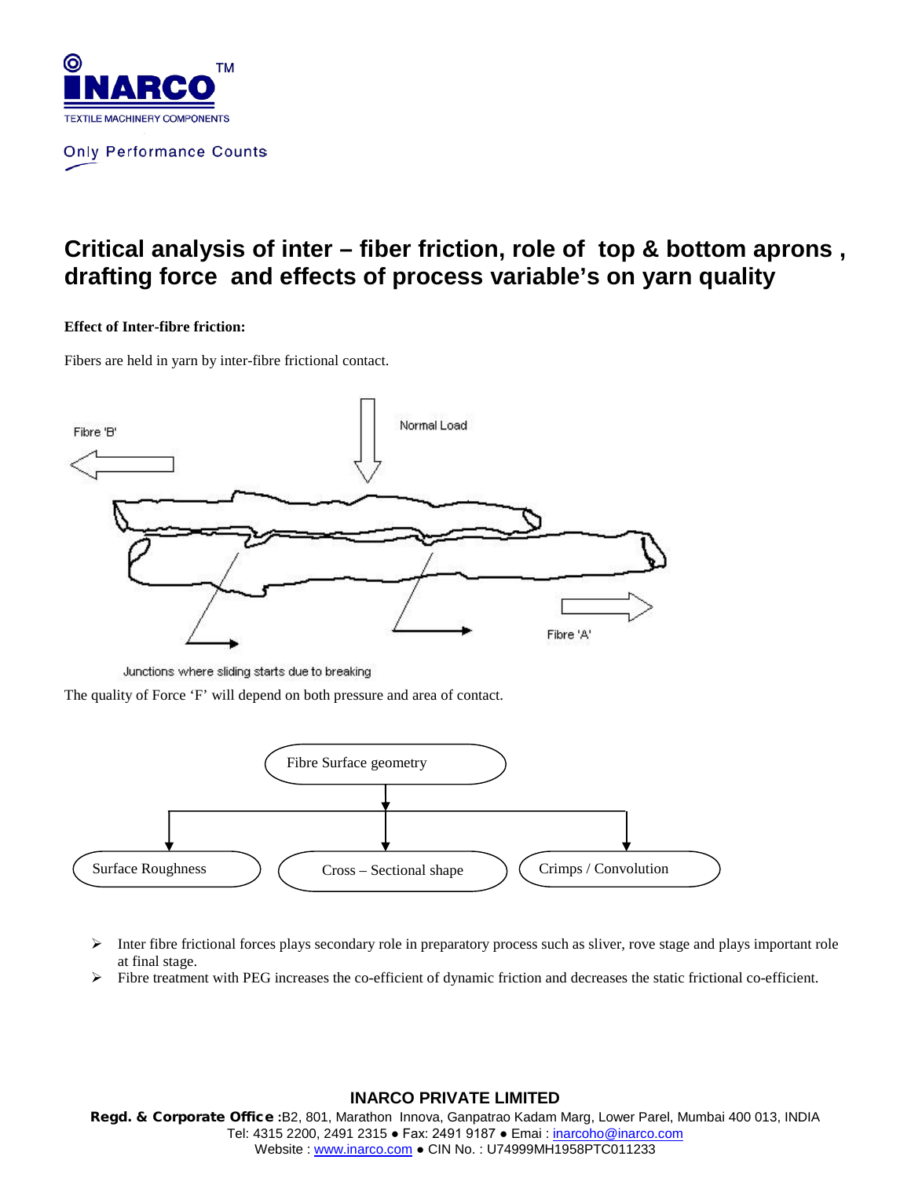INARCO™

TEXTILE MACHINERY COMPONENTS

Only Performance Counts

# Critical analysis of inter – fiber friction, role of top & bottom aprons , drafting force and effects of process variable's on yarn quality

**Effect of Inter-fibre friction:**

Fibers are held in yarn by inter-fibre frictional contact.

Fibre 'B'

Normal Load

Fibre 'A'

Junctions where sliding starts due to breaking

The quality of Force 'F' will depend on both pressure and area of contact.

Fibre Surface geometry

Surface Roughness

Cross – Sectional shape

Crimps / Convolution

- Inter fibre frictional forces plays secondary role in preparatory process such as sliver, rove stage and plays important role at final stage.
- Fibre treatment with PEG increases the co-efficient of dynamic friction and decreases the static frictional co-efficient.

**INARCO PRIVATE LIMITED**

**Regd. & Corporate Office :**B2, 801, Marathon Innova, Ganpatrao Kadam Marg, Lower Parel, Mumbai 400 013, INDIA
Tel: 4315 2200, 2491 2315 ● Fax: 2491 9187 ● Emai : inarcoho@inarco.com
Website : www.inarco.com ● CIN No. : U74999MH1958PTC011233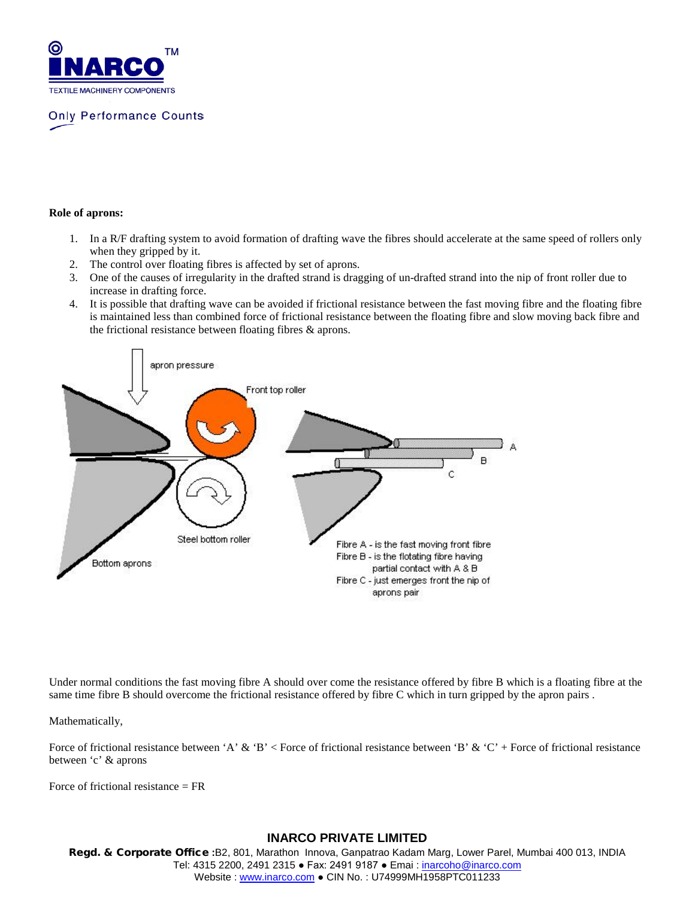**Role of aprons:**

1. In a R/F drafting system to avoid formation of drafting wave the fibres should accelerate at the same speed of rollers only when they gripped by it.
2. The control over floating fibres is affected by set of aprons.
3. One of the causes of irregularity in the drafted strand is dragging of un-drafted strand into the nip of front roller due to increase in drafting force.
4. It is possible that drafting wave can be avoided if frictional resistance between the fast moving fibre and the floating fibre is maintained less than combined force of frictional resistance between the floating fibre and slow moving back fibre and the frictional resistance between floating fibres & aprons.

Under normal conditions the fast moving fibre A should over come the resistance offered by fibre B which is a floating fibre at the same time fibre B should overcome the frictional resistance offered by fibre C which in turn gripped by the apron pairs .

Mathematically,

Force of frictional resistance between 'A' & 'B' < Force of frictional resistance between 'B' & 'C' + Force of frictional resistance between 'c' & aprons

Force of frictional resistance = FR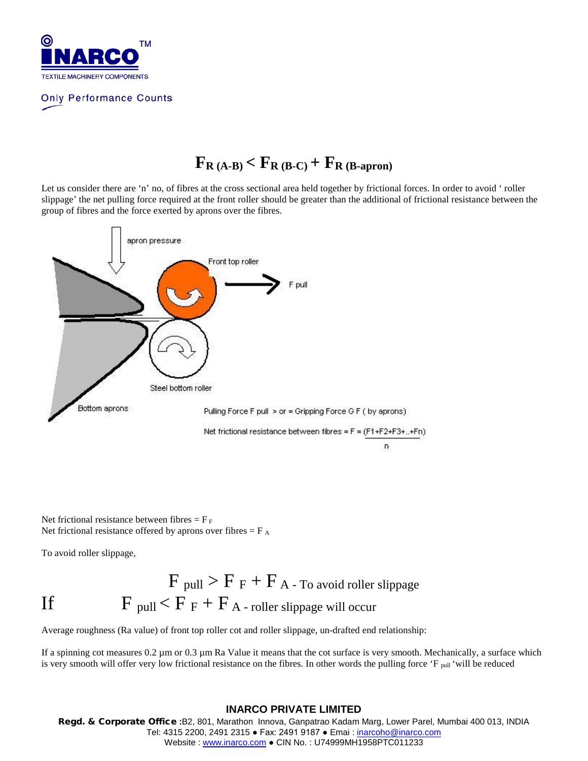$$F_{R\,(A\text{-}B)} < F_{R\,(B\text{-}C)} + F_{R\,(B\text{-}apron)}$$

Let us consider there are 'n' no, of fibres at the cross sectional area held together by frictional forces. In order to avoid ' roller slippage' the net pulling force required at the front roller should be greater than the additional of frictional resistance between the group of fibres and the force exerted by aprons over the fibres.

apron pressure

Front top roller

F pull

Steel bottom roller

Bottom aprons

Pulling Force F pull > or = Gripping Force G F ( by aprons)

Net frictional resistance between fibres = $F = \frac{(F1+F2+F3+..+Fn)}{n}$

Net frictional resistance between fibres = $F_F$
Net frictional resistance offered by aprons over fibres = $F_A$

To avoid roller slippage,

$$F_{pull} > F_F + F_A \text{ - To avoid roller slippage}$$

If $$F_{pull} < F_F + F_A \text{ - roller slippage will occur}$$

Average roughness (Ra value) of front top roller cot and roller slippage, un-drafted end relationship:

If a spinning cot measures 0.2 µm or 0.3 µm Ra Value it means that the cot surface is very smooth. Mechanically, a surface which is very smooth will offer very low frictional resistance on the fibres. In other words the pulling force '$F_{pull}$ 'will be reduced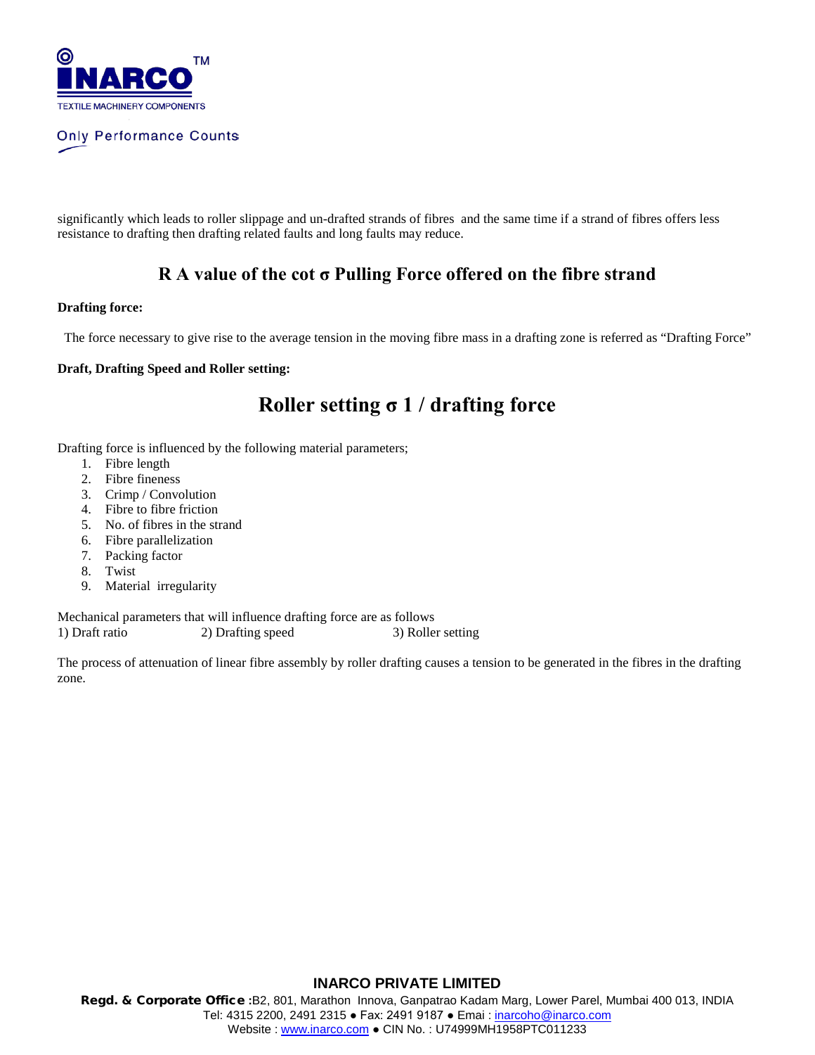significantly which leads to roller slippage and un-drafted strands of fibres and the same time if a strand of fibres offers less resistance to drafting then drafting related faults and long faults may reduce.

## R A value of the cot σ Pulling Force offered on the fibre strand

**Drafting force:**

The force necessary to give rise to the average tension in the moving fibre mass in a drafting zone is referred as "Drafting Force"

**Draft, Drafting Speed and Roller setting:**

## Roller setting σ 1 / drafting force

Drafting force is influenced by the following material parameters;

1. Fibre length
2. Fibre fineness
3. Crimp / Convolution
4. Fibre to fibre friction
5. No. of fibres in the strand
6. Fibre parallelization
7. Packing factor
8. Twist
9. Material irregularity

Mechanical parameters that will influence drafting force are as follows
1) Draft ratio 2) Drafting speed 3) Roller setting

The process of attenuation of linear fibre assembly by roller drafting causes a tension to be generated in the fibres in the drafting zone.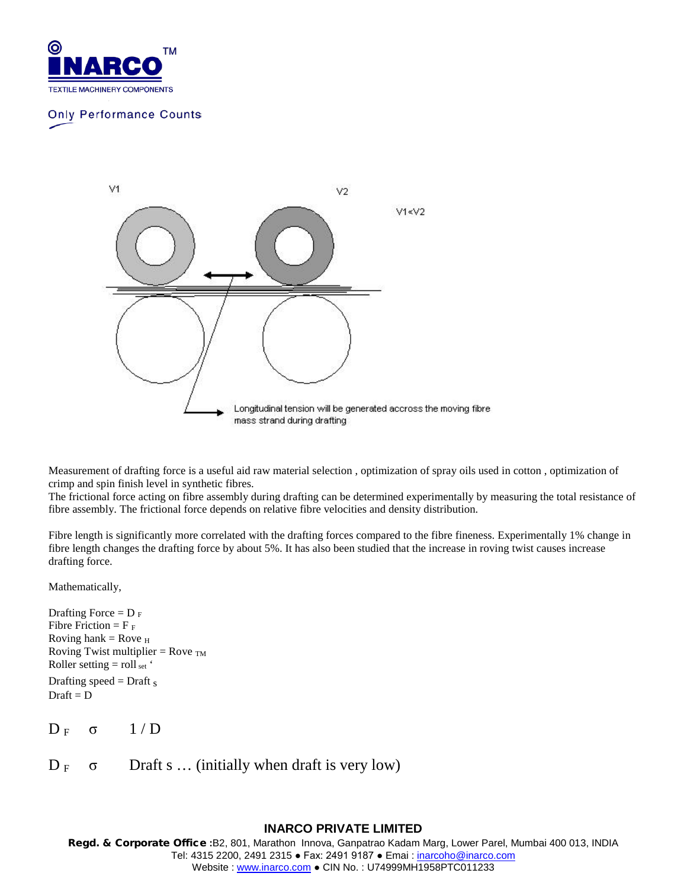V1 V2 V1<V2

Longitudinal tension will be generated accross the moving fibre mass strand during drafting

Measurement of drafting force is a useful aid raw material selection , optimization of spray oils used in cotton , optimization of crimp and spin finish level in synthetic fibres.
The frictional force acting on fibre assembly during drafting can be determined experimentally by measuring the total resistance of fibre assembly. The frictional force depends on relative fibre velocities and density distribution.

Fibre length is significantly more correlated with the drafting forces compared to the fibre fineness. Experimentally 1% change in fibre length changes the drafting force by about 5%. It has also been studied that the increase in roving twist causes increase drafting force.

Mathematically,

Drafting Force = $D_F$
Fibre Friction = $F_F$
Roving hank = $Rove_H$
Roving Twist multiplier = $Rove_{TM}$
Roller setting = $roll_{set}$ ‘
Drafting speed = $Draft_S$
Draft = D

$$D_F \quad \sigma \quad 1 / D$$

$D_F \quad \sigma \quad$ Draft s … (initially when draft is very low)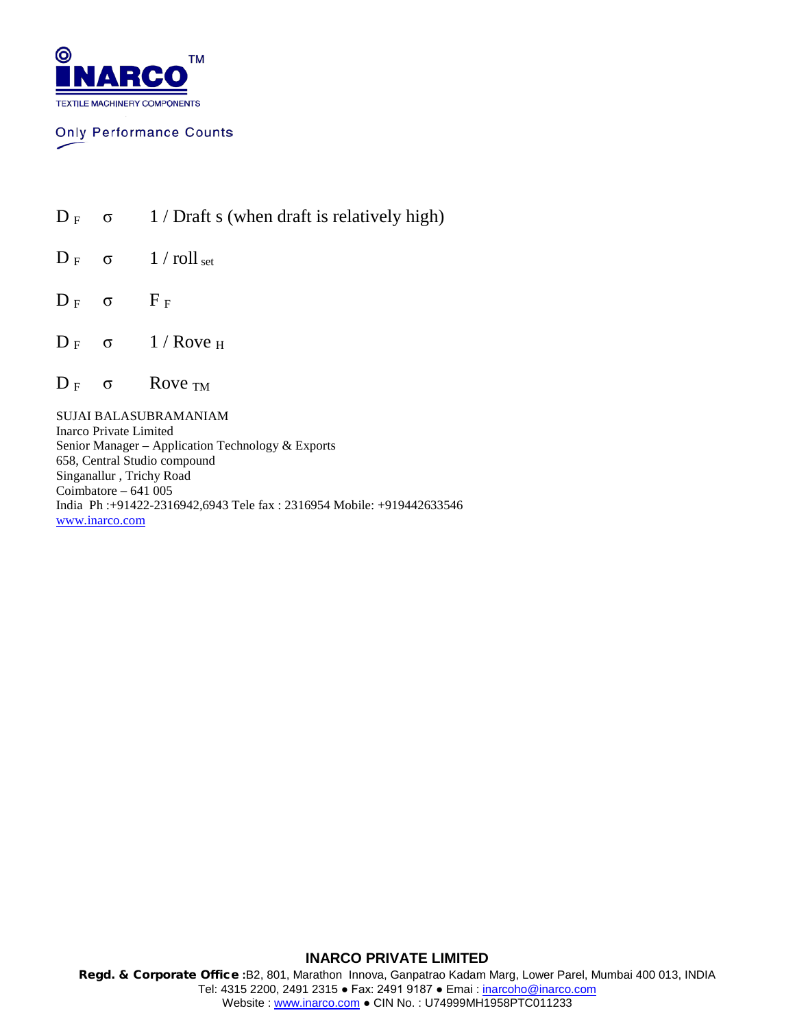$D_F \quad \sigma \quad 1 / \text{Draft s}$ (when draft is relatively high)

$D_F \quad \sigma \quad 1 / \text{roll}_{set}$

$D_F \quad \sigma \quad F_F$

$D_F \quad \sigma \quad 1 / \text{Rove}_H$

$D_F \quad \sigma \quad \text{Rove}_{TM}$

SUJAI BALASUBRAMANIAM
Inarco Private Limited
Senior Manager – Application Technology & Exports
658, Central Studio compound
Singanallur , Trichy Road
Coimbatore – 641 005
India Ph :+91422-2316942,6943 Tele fax : 2316954 Mobile: +919442633546
www.inarco.com